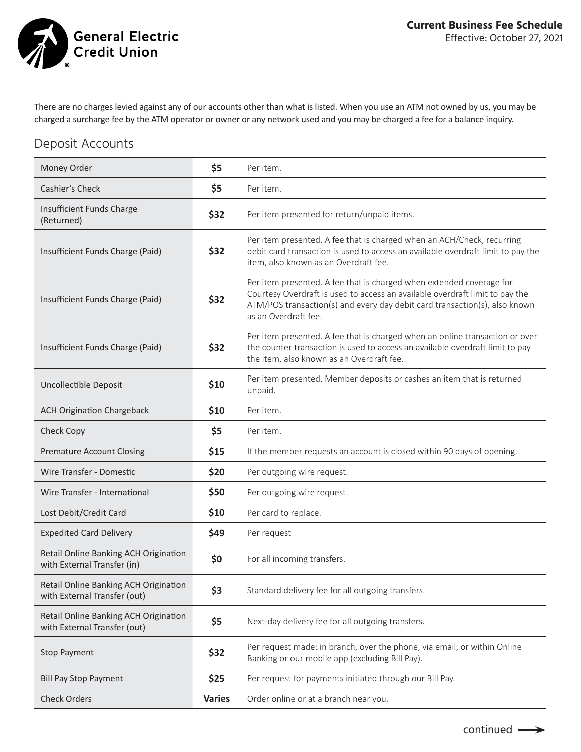General Electric Credit Union®

**Current Business Fee Schedule**
Effective: October 27, 2021

There are no charges levied against any of our accounts other than what is listed. When you use an ATM not owned by us, you may be charged a surcharge fee by the ATM operator or owner or any network used and you may be charged a fee for a balance inquiry.

## Deposit Accounts

| | | |
|---|---|---|
| Money Order | **$5** | Per item. |
| Cashier's Check | **$5** | Per item. |
| Insufficient Funds Charge (Returned) | **$32** | Per item presented for return/unpaid items. |
| Insufficient Funds Charge (Paid) | **$32** | Per item presented. A fee that is charged when an ACH/Check, recurring debit card transaction is used to access an available overdraft limit to pay the item, also known as an Overdraft fee. |
| Insufficient Funds Charge (Paid) | **$32** | Per item presented. A fee that is charged when extended coverage for Courtesy Overdraft is used to access an available overdraft limit to pay the ATM/POS transaction(s) and every day debit card transaction(s), also known as an Overdraft fee. |
| Insufficient Funds Charge (Paid) | **$32** | Per item presented. A fee that is charged when an online transaction or over the counter transaction is used to access an available overdraft limit to pay the item, also known as an Overdraft fee. |
| Uncollectible Deposit | **$10** | Per item presented. Member deposits or cashes an item that is returned unpaid. |
| ACH Origination Chargeback | **$10** | Per item. |
| Check Copy | **$5** | Per item. |
| Premature Account Closing | **$15** | If the member requests an account is closed within 90 days of opening. |
| Wire Transfer - Domestic | **$20** | Per outgoing wire request. |
| Wire Transfer - International | **$50** | Per outgoing wire request. |
| Lost Debit/Credit Card | **$10** | Per card to replace. |
| Expedited Card Delivery | **$49** | Per request |
| Retail Online Banking ACH Origination with External Transfer (in) | **$0** | For all incoming transfers. |
| Retail Online Banking ACH Origination with External Transfer (out) | **$3** | Standard delivery fee for all outgoing transfers. |
| Retail Online Banking ACH Origination with External Transfer (out) | **$5** | Next-day delivery fee for all outgoing transfers. |
| Stop Payment | **$32** | Per request made: in branch, over the phone, via email, or within Online Banking or our mobile app (excluding Bill Pay). |
| Bill Pay Stop Payment | **$25** | Per request for payments initiated through our Bill Pay. |
| Check Orders | **Varies** | Order online or at a branch near you. |

continued →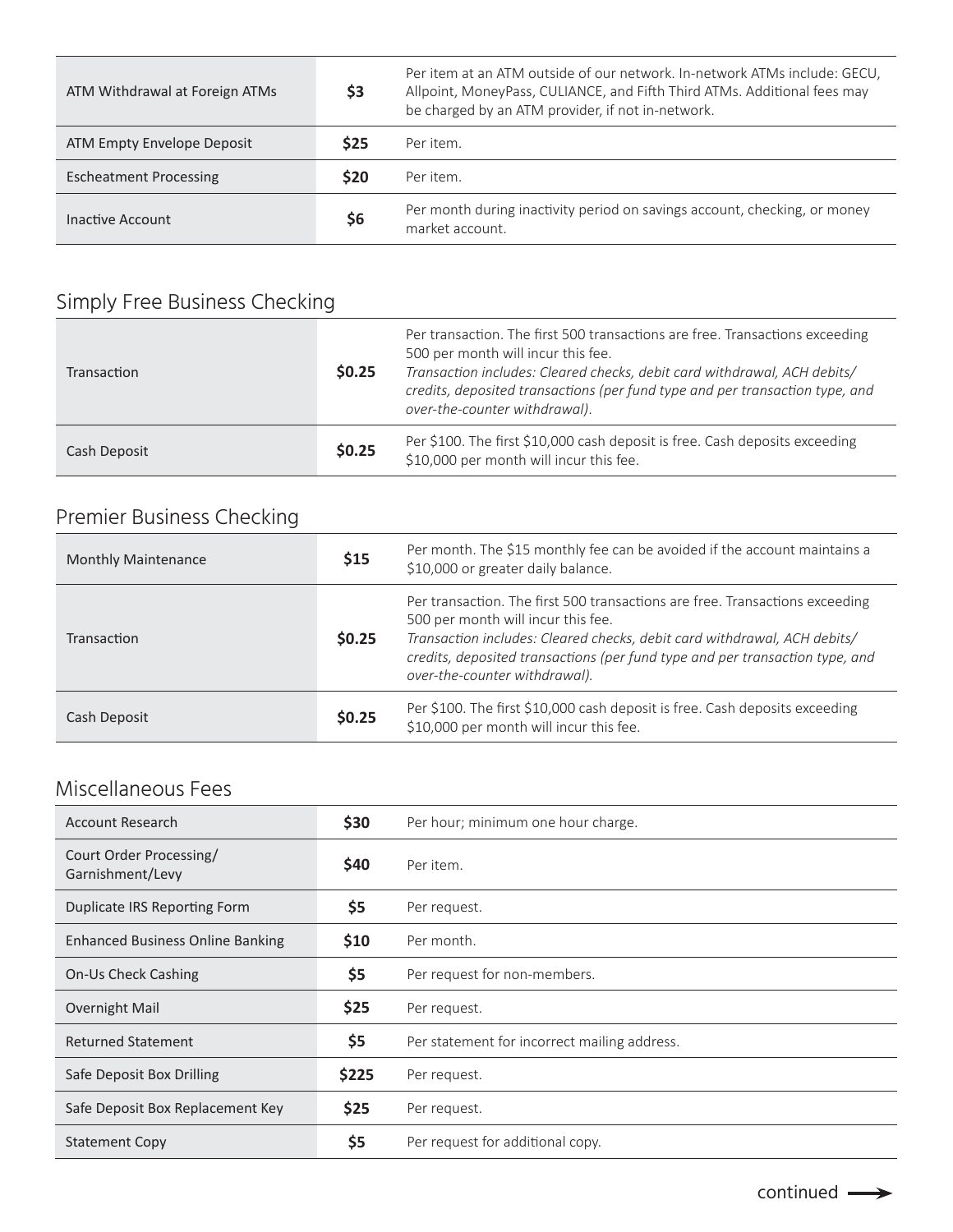| | | |
|---|---|---|
| ATM Withdrawal at Foreign ATMs | $3 | Per item at an ATM outside of our network. In-network ATMs include: GECU, Allpoint, MoneyPass, CULIANCE, and Fifth Third ATMs. Additional fees may be charged by an ATM provider, if not in-network. |
| ATM Empty Envelope Deposit | $25 | Per item. |
| Escheatment Processing | $20 | Per item. |
| Inactive Account | $6 | Per month during inactivity period on savings account, checking, or money market account. |

## Simply Free Business Checking

| | | |
|---|---|---|
| Transaction | $0.25 | Per transaction. The first 500 transactions are free. Transactions exceeding 500 per month will incur this fee. *Transaction includes: Cleared checks, debit card withdrawal, ACH debits/credits, deposited transactions (per fund type and per transaction type, and over-the-counter withdrawal).* |
| Cash Deposit | $0.25 | Per $100. The first $10,000 cash deposit is free. Cash deposits exceeding $10,000 per month will incur this fee. |

## Premier Business Checking

| | | |
|---|---|---|
| Monthly Maintenance | $15 | Per month. The $15 monthly fee can be avoided if the account maintains a $10,000 or greater daily balance. |
| Transaction | $0.25 | Per transaction. The first 500 transactions are free. Transactions exceeding 500 per month will incur this fee. *Transaction includes: Cleared checks, debit card withdrawal, ACH debits/credits, deposited transactions (per fund type and per transaction type, and over-the-counter withdrawal).* |
| Cash Deposit | $0.25 | Per $100. The first $10,000 cash deposit is free. Cash deposits exceeding $10,000 per month will incur this fee. |

## Miscellaneous Fees

| | | |
|---|---|---|
| Account Research | $30 | Per hour; minimum one hour charge. |
| Court Order Processing/Garnishment/Levy | $40 | Per item. |
| Duplicate IRS Reporting Form | $5 | Per request. |
| Enhanced Business Online Banking | $10 | Per month. |
| On-Us Check Cashing | $5 | Per request for non-members. |
| Overnight Mail | $25 | Per request. |
| Returned Statement | $5 | Per statement for incorrect mailing address. |
| Safe Deposit Box Drilling | $225 | Per request. |
| Safe Deposit Box Replacement Key | $25 | Per request. |
| Statement Copy | $5 | Per request for additional copy. |

continued →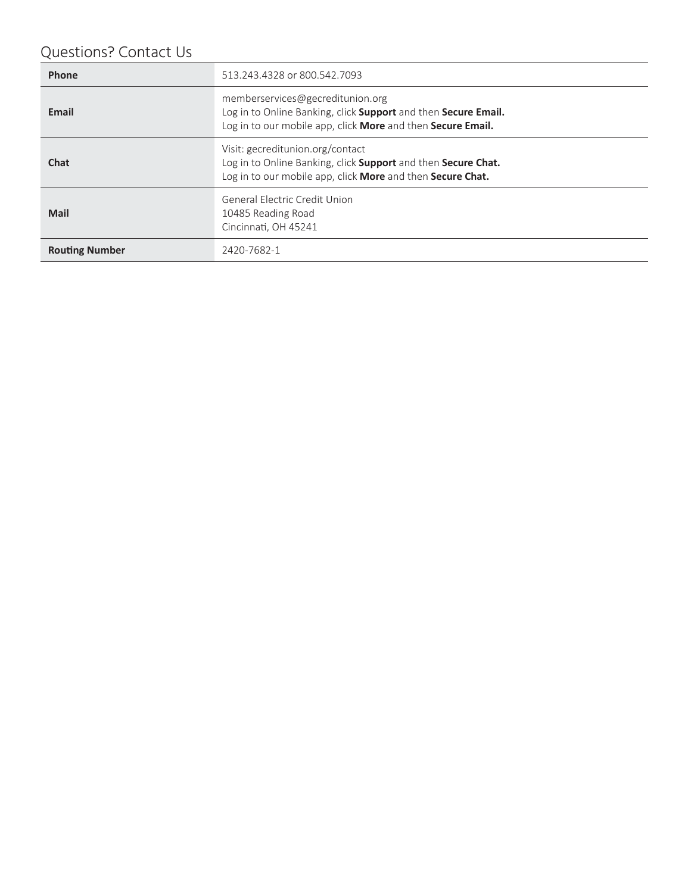## Questions? Contact Us

| | |
|---|---|
| **Phone** | 513.243.4328 or 800.542.7093 |
| **Email** | memberservices@gecreditunion.org<br>Log in to Online Banking, click **Support** and then **Secure Email.**<br>Log in to our mobile app, click **More** and then **Secure Email.** |
| **Chat** | Visit: gecreditunion.org/contact<br>Log in to Online Banking, click **Support** and then **Secure Chat.**<br>Log in to our mobile app, click **More** and then **Secure Chat.** |
| **Mail** | General Electric Credit Union<br>10485 Reading Road<br>Cincinnati, OH 45241 |
| **Routing Number** | 2420-7682-1 |